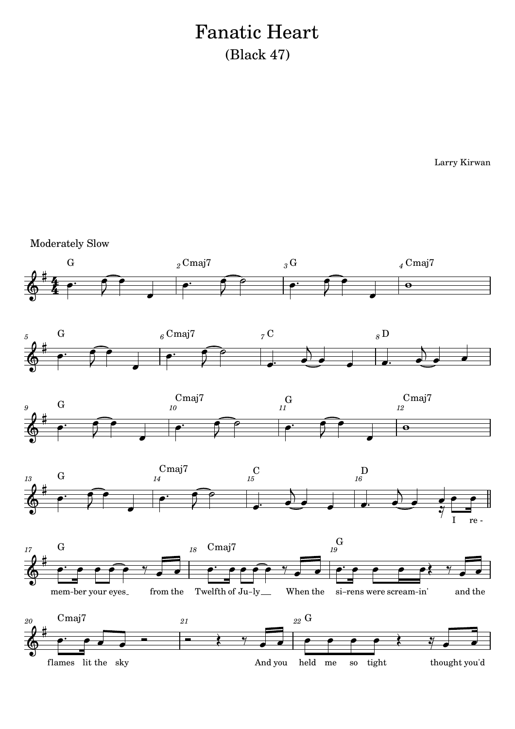# Fanatic Heart

## (Black 47)

Larry Kirwan

Moderately Slow

G | Cmaj7 | G | Cmaj7 | G | Cmaj7 | C | D | G | Cmaj7 | G | Cmaj7 | G | Cmaj7 | C | D

I re- | G mem-ber your eyes from the | Cmaj7 Twelfth of Ju–ly When the | G si–rens were scream–in' and the | Cmaj7 flames lit the sky | And you | G held me so tight thought you'd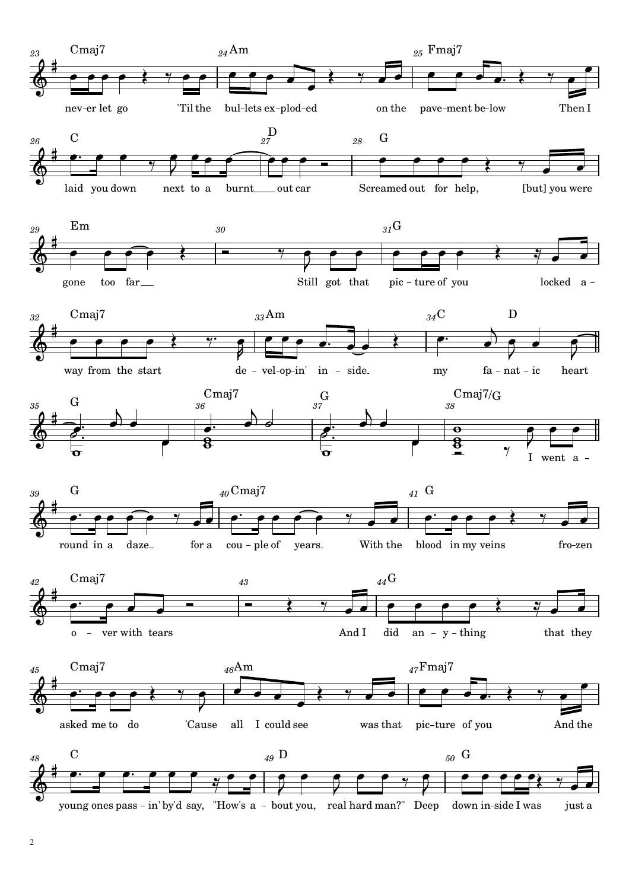| Measure | Chord | Lyrics |
|---|---|---|
| 23 | Cmaj7 | nev-er let go 'Til the |
| 24 | Am | bul-lets ex-plod-ed on the |
| 25 | Fmaj7 | pave-ment be-low Then I |
| 26 | C | laid you down next to a burnt |
| 27 | D | out car |
| 28 | G | Screamed out for help, [but] you were |
| 29 | Em | gone too far |
| 30 | | Still got that |
| 31 | G | pic-ture of you locked a- |
| 32 | Cmaj7 | way from the start de- |
| 33 | Am | vel-op-in' in-side. |
| 34 | C, D | my fa-nat-ic heart |
| 35 | G | |
| 36 | Cmaj7 | |
| 37 | G | |
| 38 | Cmaj7/G | I went a- |
| 39 | G | round in a daze for a |
| 40 | Cmaj7 | cou-ple of years. With the |
| 41 | G | blood in my veins fro-zen |
| 42 | Cmaj7 | o-ver with tears |
| 43 | | And I |
| 44 | G | did an-y-thing that they |
| 45 | Cmaj7 | asked me to do 'Cause |
| 46 | Am | all I could see was that |
| 47 | Fmaj7 | pic-ture of you And the |
| 48 | C | young ones pass-in' by'd say, "How's a- |
| 49 | D | bout you, real hard man?" Deep |
| 50 | G | down in-side I was just a |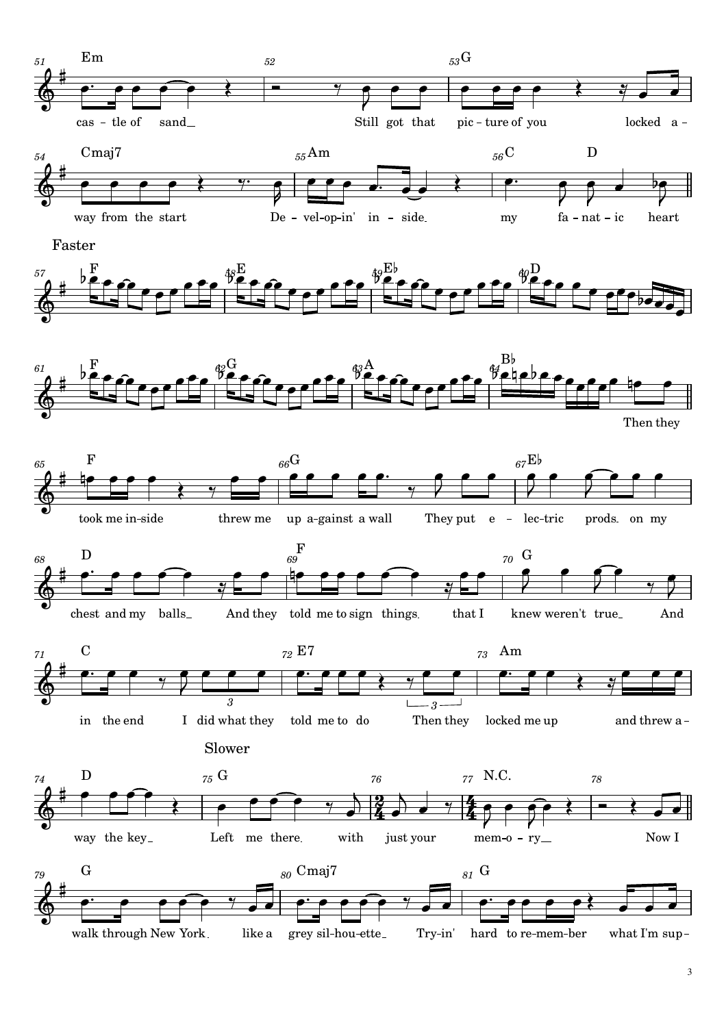**51** Em — cas - tle of sand
**52** Still got that
**53** G — pic - ture of you locked a -
**54** Cmaj7 — way from the start
**55** Am — De - vel-op-in' in - side
**56** C D — my fa - nat - ic heart

Faster

**57** F
**58** E
**59** E♭
**60** D

**61** F
**62** G
**63** A
**64** B♭ — Then they

**65** F — took me in-side threw me
**66** G — up a-gainst a wall They put e -
**67** E♭ — lec-tric prods on my

**68** D — chest and my balls And they
**69** F — told me to sign things that I
**70** G — knew weren't true And

**71** C — in the end I did what they
**72** E7 — told me to do Then they
**73** Am — locked me up and threw a -

Slower

**74** D — way the key
**75** G — Left me there with
**76** just your
**77** N.C. — mem-o - ry
**78** Now I

**79** G — walk through New York like a
**80** Cmaj7 — grey sil-hou-ette Try-in'
**81** G — hard to re-mem-ber what I'm sup -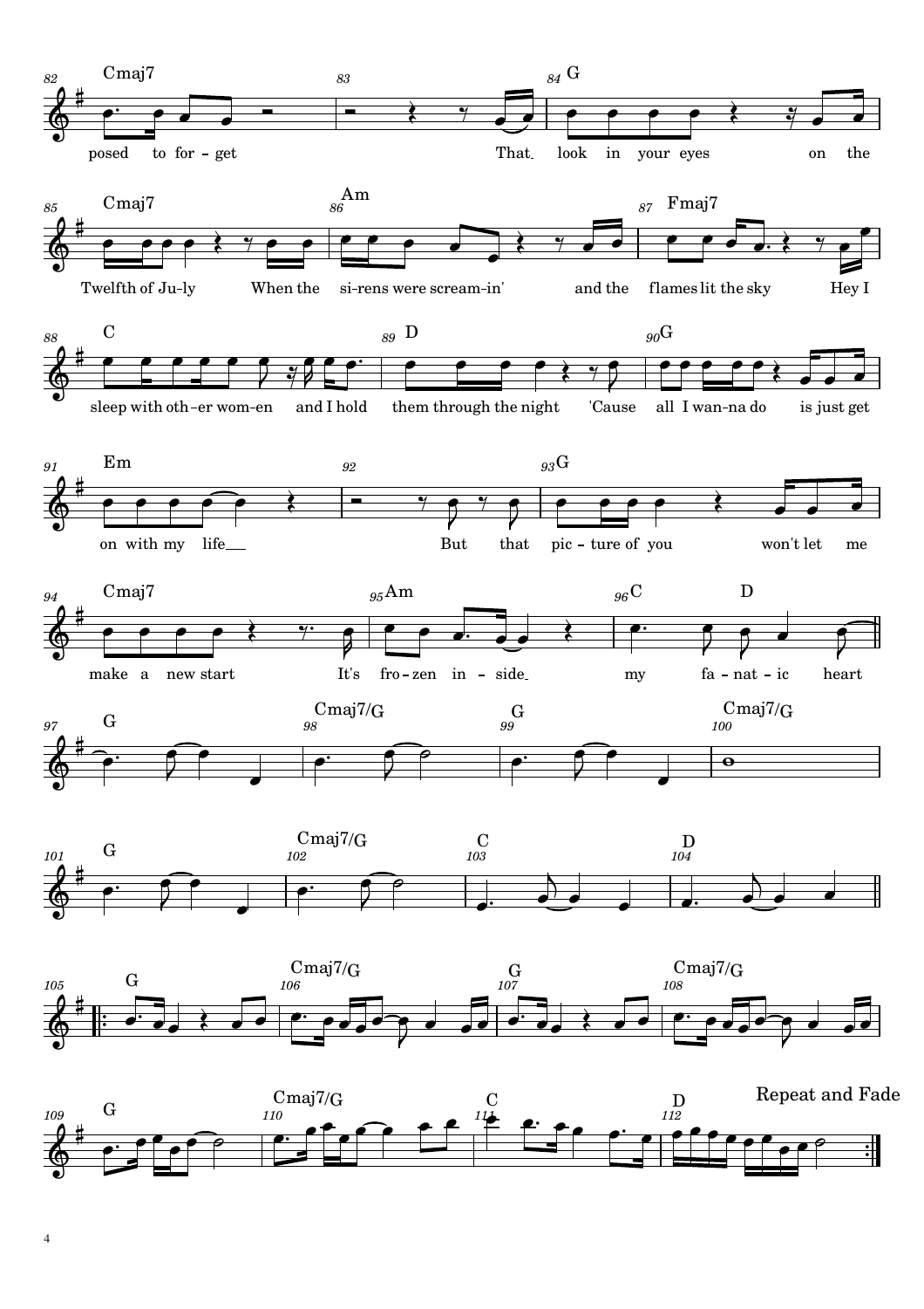82 Cmaj7 — 83 — 84 G

posed to for - get That look in your eyes on the

85 Cmaj7 — 86 Am — 87 Fmaj7

Twelfth of Ju-ly When the si-rens were scream-in' and the flames lit the sky Hey I

88 C — 89 D — 90 G

sleep with oth-er wom-en and I hold them through the night 'Cause all I wan-na do is just get

91 Em — 92 — 93 G

on with my life But that pic - ture of you won't let me

94 Cmaj7 — 95 Am — 96 C D

make a new start It's fro - zen in - side my fa - nat - ic heart

97 G — 98 Cmaj7/G — 99 G — 100 Cmaj7/G

101 G — 102 Cmaj7/G — 103 C — 104 D

105 G — 106 Cmaj7/G — 107 G — 108 Cmaj7/G

109 G — 110 Cmaj7/G — 111 C — 112 D

Repeat and Fade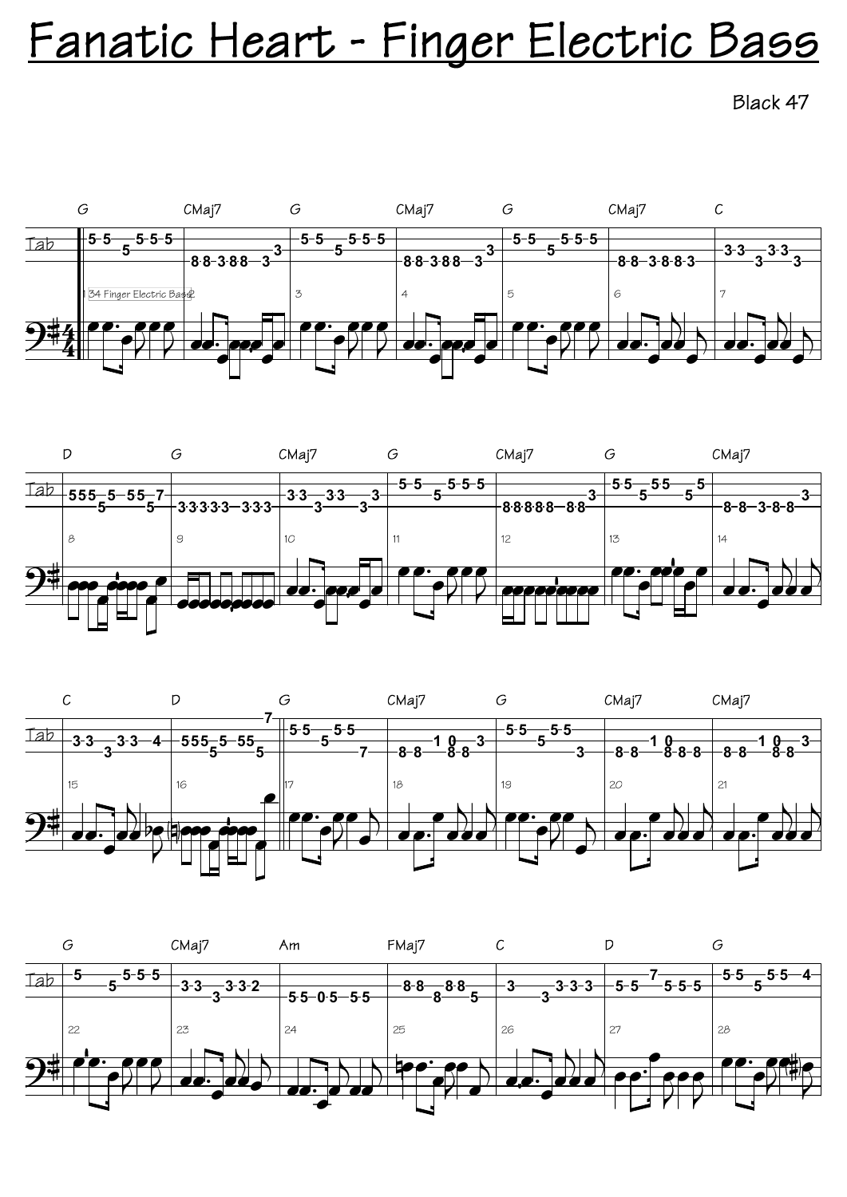# Fanatic Heart - Finger Electric Bass

Black 47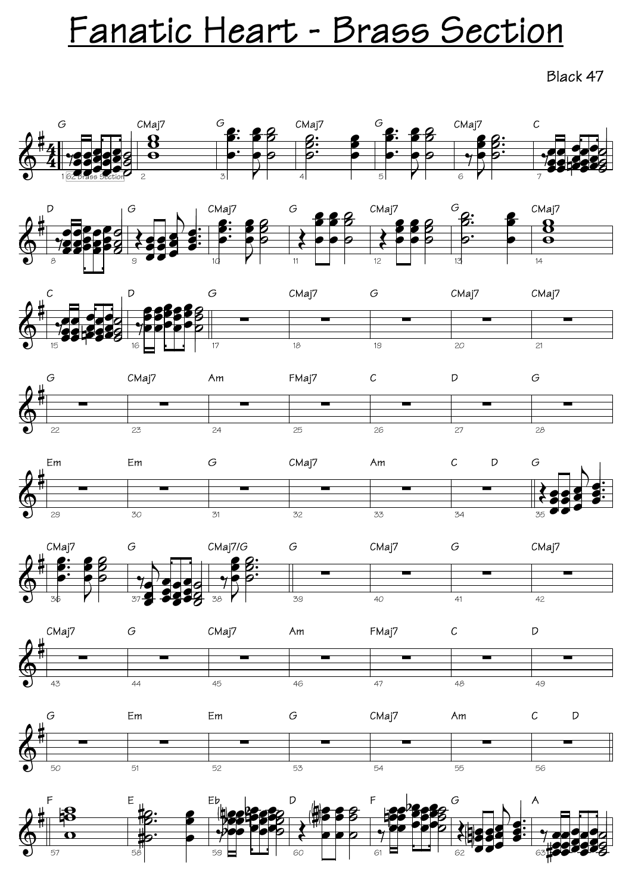# Fanatic Heart - Brass Section

Black 47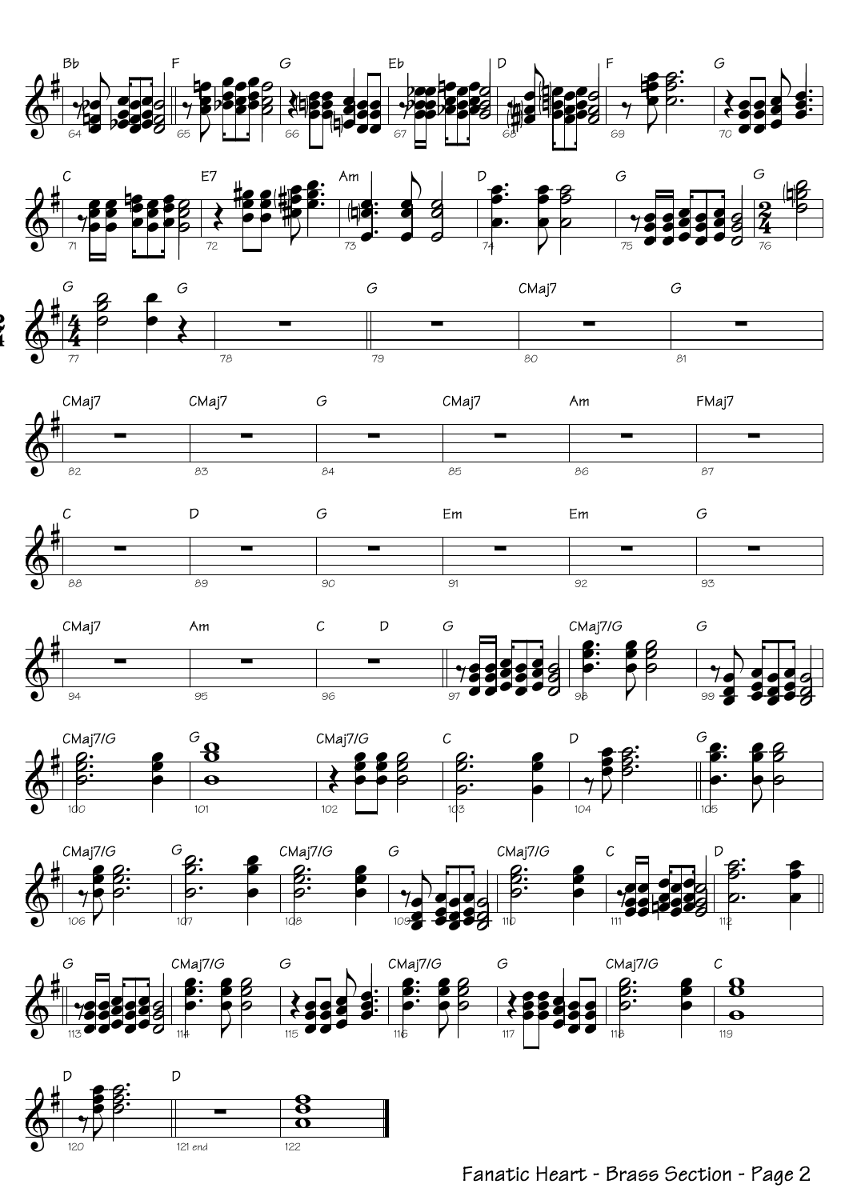Fanatic Heart - Brass Section - Page 2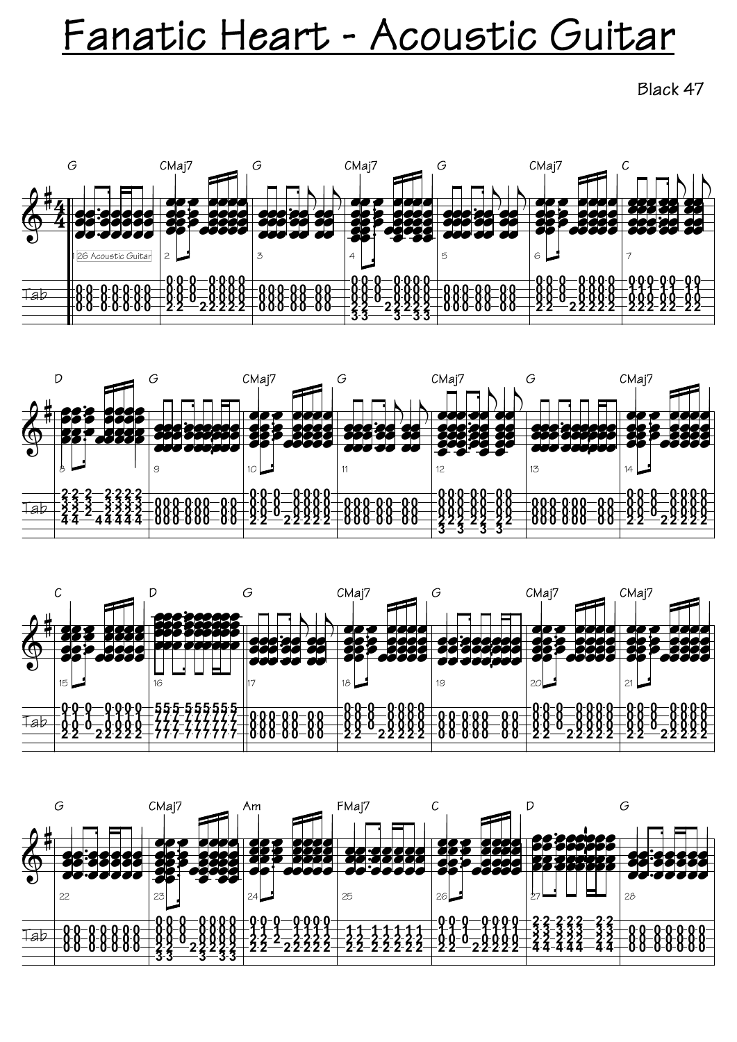# Fanatic Heart - Acoustic Guitar

Black 47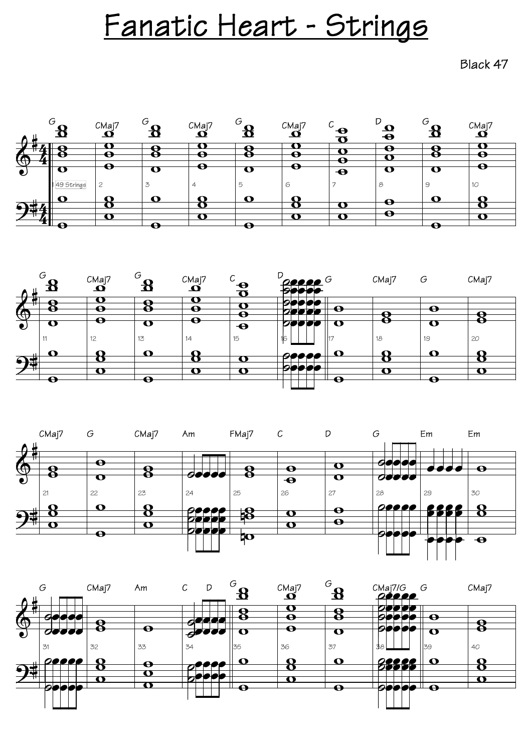# Fanatic Heart - Strings

Black 47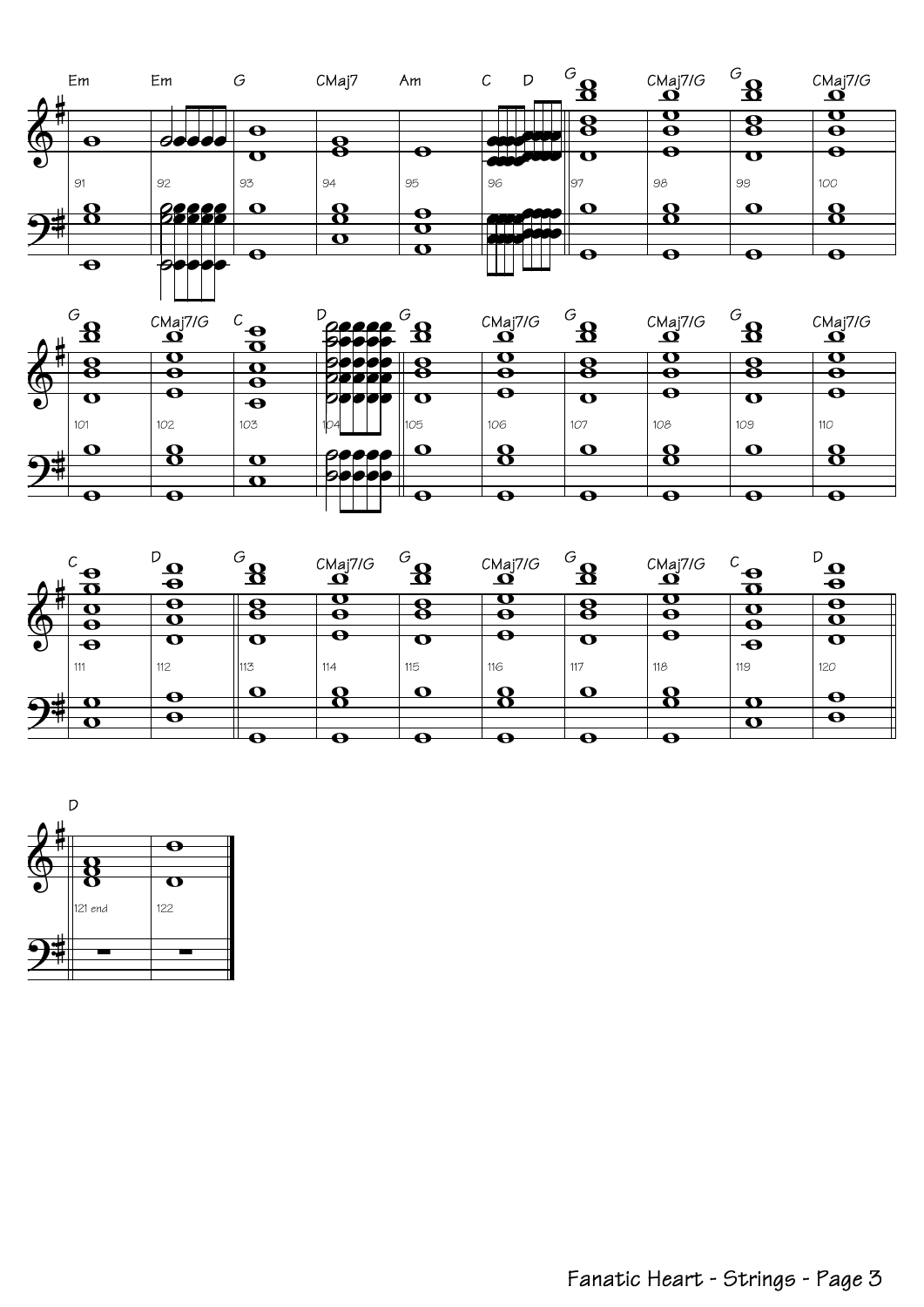Em Em G CMaj7 Am C D G CMaj7/G G CMaj7/G

91 92 93 94 95 96 97 98 99 100

G CMaj7/G C D G CMaj7/G G CMaj7/G G CMaj7/G

101 102 103 104 105 106 107 108 109 110

C D G CMaj7/G G CMaj7/G G CMaj7/G C D

111 112 113 114 115 116 117 118 119 120

D

121 end 122